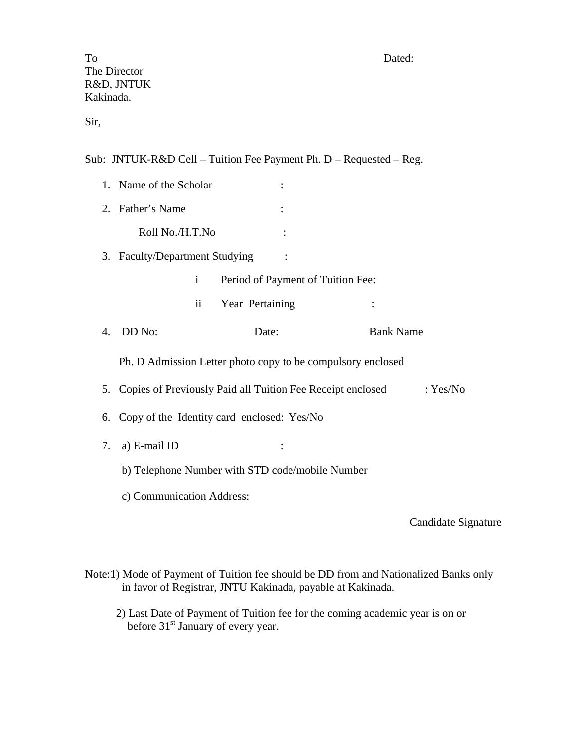To                                                                                    Dated:

The Director  
R&D, JNTUK  
Kakinada.

Sir,

Sub: JNTUK-R&D Cell – Tuition Fee Payment Ph. D – Requested – Reg.

1. Name of the Scholar :

2. Father's Name :

   Roll No./H.T.No :

3. Faculty/Department Studying :

   i Period of Payment of Tuition Fee:

   ii Year Pertaining :

4. DD No: Date: Bank Name

   Ph. D Admission Letter photo copy to be compulsory enclosed

5. Copies of Previously Paid all Tuition Fee Receipt enclosed : Yes/No

6. Copy of the Identity card enclosed: Yes/No

7. a) E-mail ID :

   b) Telephone Number with STD code/mobile Number

   c) Communication Address:

Candidate Signature

Note:1) Mode of Payment of Tuition fee should be DD from and Nationalized Banks only in favor of Registrar, JNTU Kakinada, payable at Kakinada.

2) Last Date of Payment of Tuition fee for the coming academic year is on or before 31st January of every year.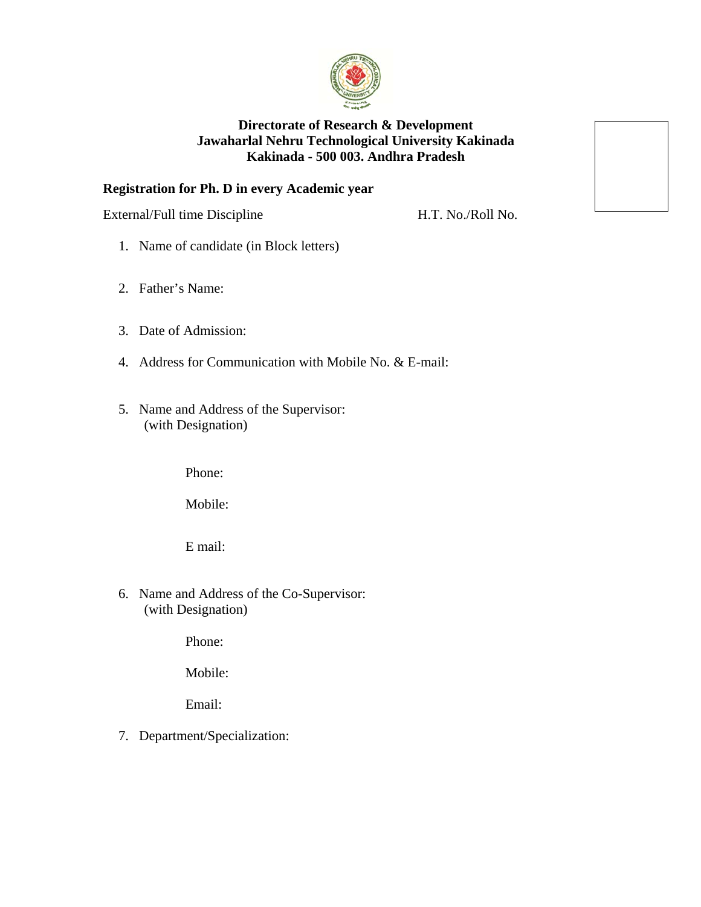**Directorate of Research & Development**
**Jawaharlal Nehru Technological University Kakinada**
**Kakinada - 500 003. Andhra Pradesh**

**Registration for Ph. D in every Academic year**

External/Full time Discipline H.T. No./Roll No.

1. Name of candidate (in Block letters)

2. Father's Name:

3. Date of Admission:

4. Address for Communication with Mobile No. & E-mail:

5. Name and Address of the Supervisor:
   (with Designation)

   Phone:

   Mobile:

   E mail:

6. Name and Address of the Co-Supervisor:
   (with Designation)

   Phone:

   Mobile:

   Email:

7. Department/Specialization: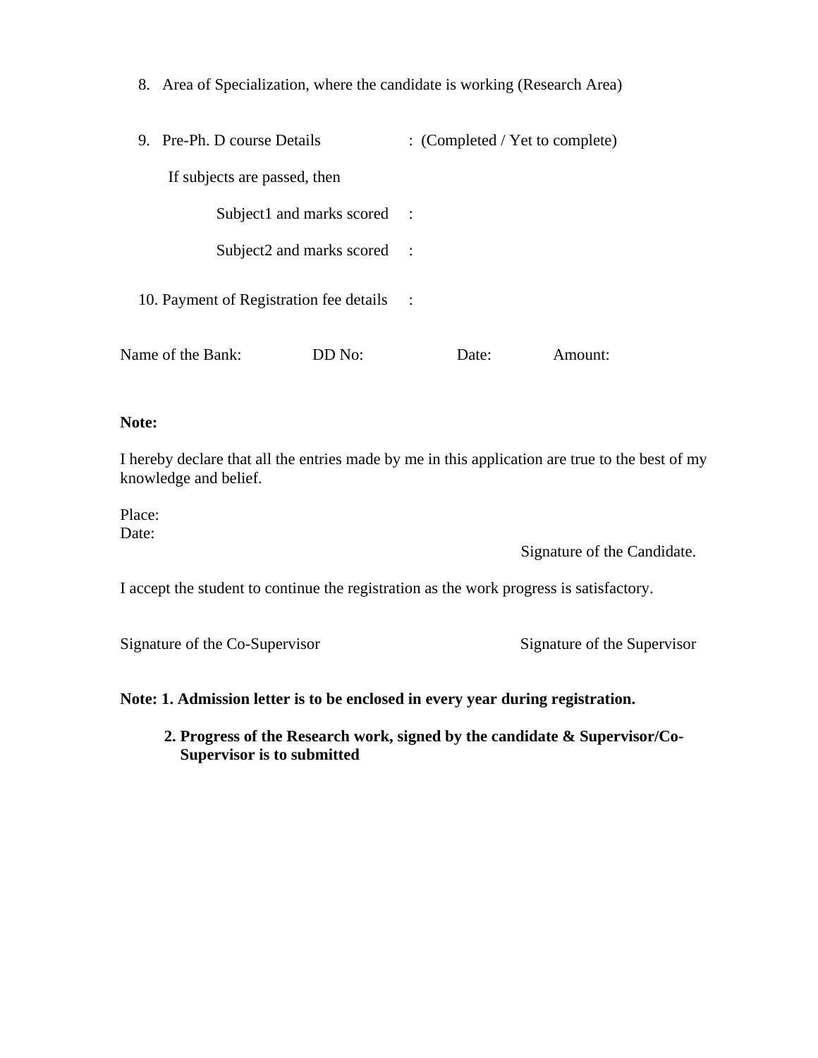8. Area of Specialization, where the candidate is working (Research Area)

9. Pre-Ph. D course Details : (Completed / Yet to complete)

   If subjects are passed, then

   Subject1 and marks scored :

   Subject2 and marks scored :

10. Payment of Registration fee details :

Name of the Bank: DD No: Date: Amount:

**Note:**

I hereby declare that all the entries made by me in this application are true to the best of my knowledge and belief.

Place:
Date:

Signature of the Candidate.

I accept the student to continue the registration as the work progress is satisfactory.

Signature of the Co-Supervisor Signature of the Supervisor

**Note: 1. Admission letter is to be enclosed in every year during registration.**

**2. Progress of the Research work, signed by the candidate & Supervisor/Co-Supervisor is to submitted**